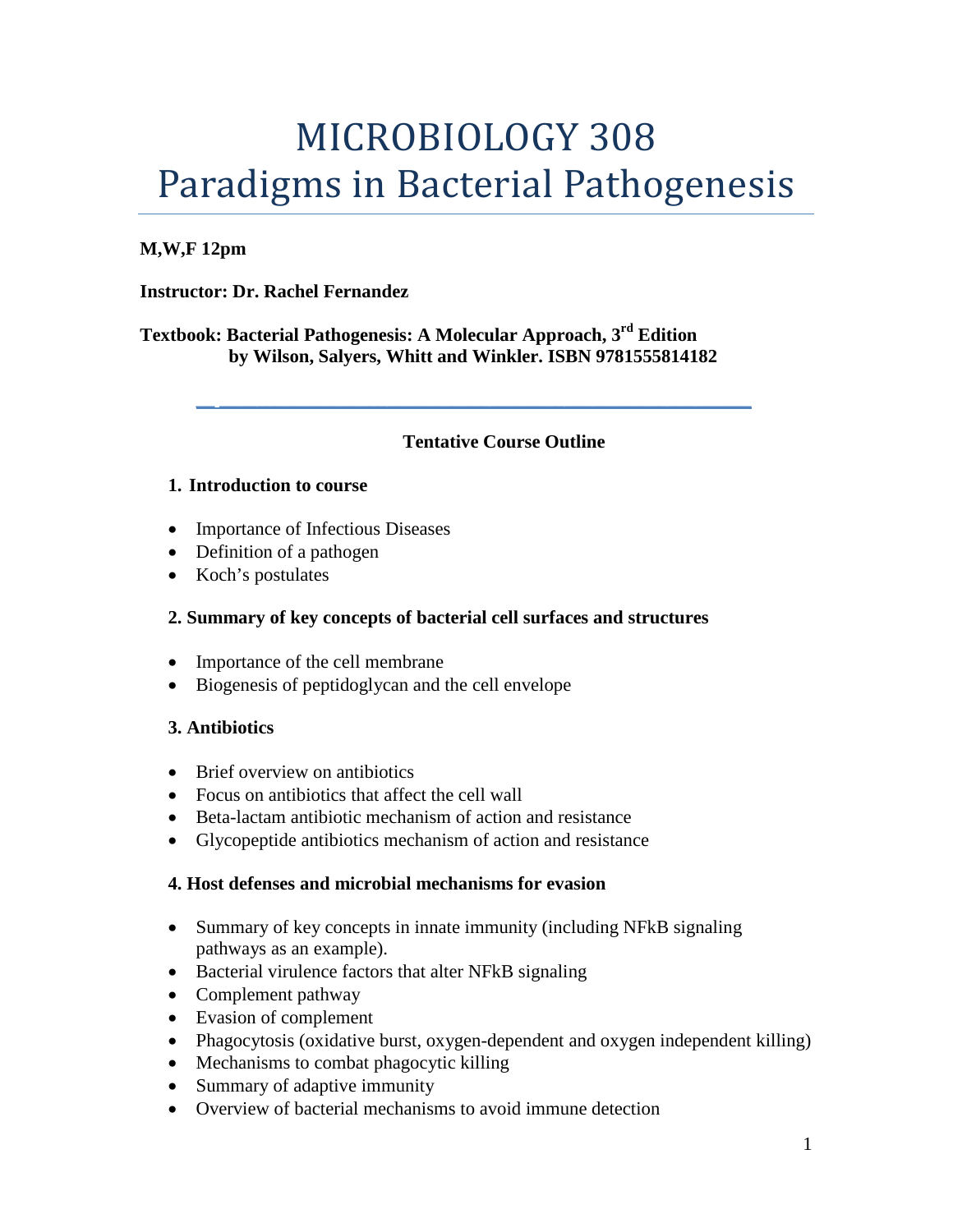# MICROBIOLOGY 308
# Paradigms in Bacterial Pathogenesis

**M,W,F 12pm**

**Instructor: Dr. Rachel Fernandez**

**Textbook: Bacterial Pathogenesis: A Molecular Approach, 3rd Edition by Wilson, Salyers, Whitt and Winkler. ISBN 9781555814182**

---

**Tentative Course Outline**

### 1. Introduction to course

- Importance of Infectious Diseases
- Definition of a pathogen
- Koch's postulates

### 2. Summary of key concepts of bacterial cell surfaces and structures

- Importance of the cell membrane
- Biogenesis of peptidoglycan and the cell envelope

### 3. Antibiotics

- Brief overview on antibiotics
- Focus on antibiotics that affect the cell wall
- Beta-lactam antibiotic mechanism of action and resistance
- Glycopeptide antibiotics mechanism of action and resistance

### 4. Host defenses and microbial mechanisms for evasion

- Summary of key concepts in innate immunity (including NFkB signaling pathways as an example).
- Bacterial virulence factors that alter NFkB signaling
- Complement pathway
- Evasion of complement
- Phagocytosis (oxidative burst, oxygen-dependent and oxygen independent killing)
- Mechanisms to combat phagocytic killing
- Summary of adaptive immunity
- Overview of bacterial mechanisms to avoid immune detection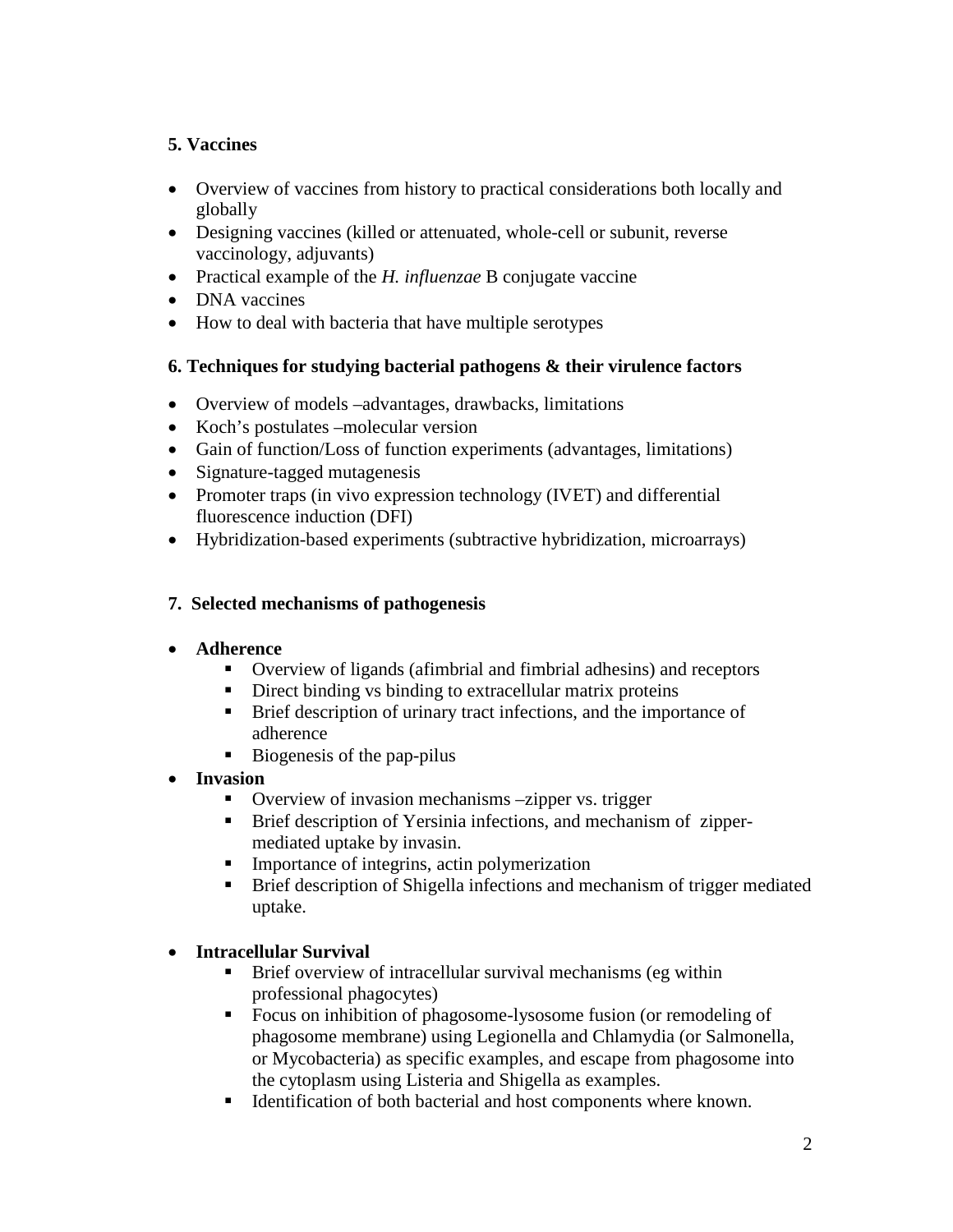**5. Vaccines**

- Overview of vaccines from history to practical considerations both locally and globally
- Designing vaccines (killed or attenuated, whole-cell or subunit, reverse vaccinology, adjuvants)
- Practical example of the *H. influenzae* B conjugate vaccine
- DNA vaccines
- How to deal with bacteria that have multiple serotypes

**6. Techniques for studying bacterial pathogens & their virulence factors**

- Overview of models –advantages, drawbacks, limitations
- Koch's postulates –molecular version
- Gain of function/Loss of function experiments (advantages, limitations)
- Signature-tagged mutagenesis
- Promoter traps (in vivo expression technology (IVET) and differential fluorescence induction (DFI)
- Hybridization-based experiments (subtractive hybridization, microarrays)

**7. Selected mechanisms of pathogenesis**

- **Adherence**
  - Overview of ligands (afimbrial and fimbrial adhesins) and receptors
  - Direct binding vs binding to extracellular matrix proteins
  - Brief description of urinary tract infections, and the importance of adherence
  - Biogenesis of the pap-pilus
- **Invasion**
  - Overview of invasion mechanisms –zipper vs. trigger
  - Brief description of Yersinia infections, and mechanism of zipper-mediated uptake by invasin.
  - Importance of integrins, actin polymerization
  - Brief description of Shigella infections and mechanism of trigger mediated uptake.

- **Intracellular Survival**
  - Brief overview of intracellular survival mechanisms (eg within professional phagocytes)
  - Focus on inhibition of phagosome-lysosome fusion (or remodeling of phagosome membrane) using Legionella and Chlamydia (or Salmonella, or Mycobacteria) as specific examples, and escape from phagosome into the cytoplasm using Listeria and Shigella as examples.
  - Identification of both bacterial and host components where known.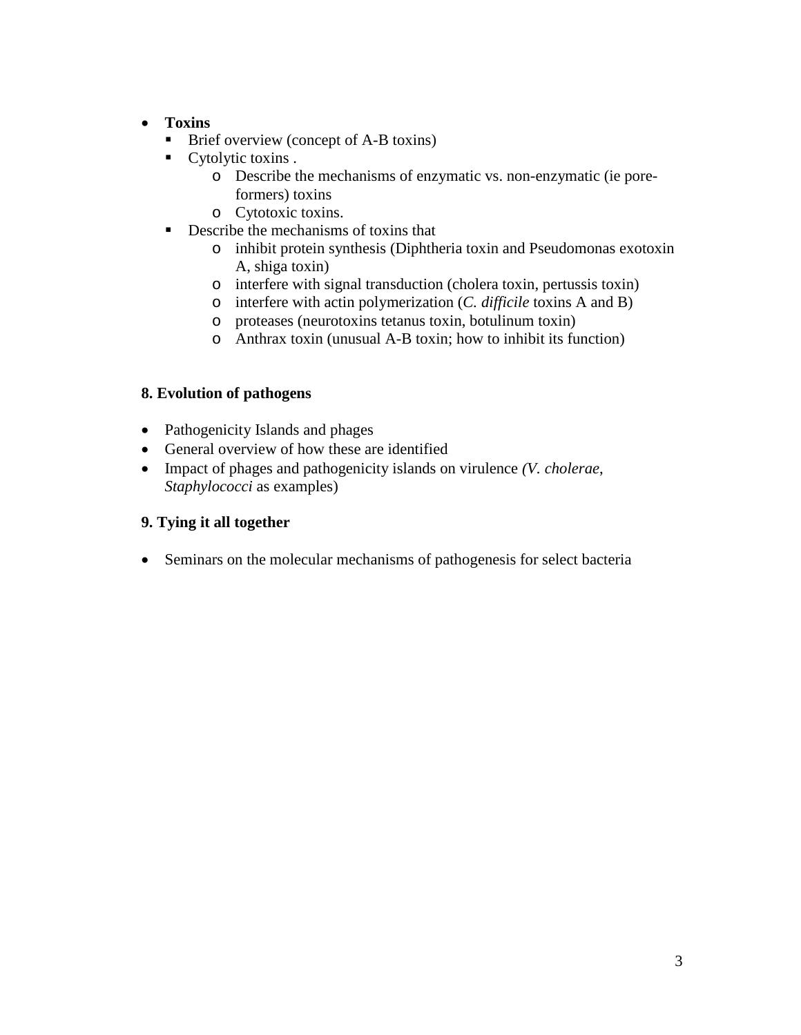- **Toxins**
  - Brief overview (concept of A-B toxins)
  - Cytolytic toxins .
    - Describe the mechanisms of enzymatic vs. non-enzymatic (ie pore-formers) toxins
    - Cytotoxic toxins.
  - Describe the mechanisms of toxins that
    - inhibit protein synthesis (Diphtheria toxin and Pseudomonas exotoxin A, shiga toxin)
    - interfere with signal transduction (cholera toxin, pertussis toxin)
    - interfere with actin polymerization (*C. difficile* toxins A and B)
    - proteases (neurotoxins tetanus toxin, botulinum toxin)
    - Anthrax toxin (unusual A-B toxin; how to inhibit its function)

**8. Evolution of pathogens**

- Pathogenicity Islands and phages
- General overview of how these are identified
- Impact of phages and pathogenicity islands on virulence *(V. cholerae*, *Staphylococci* as examples)

**9. Tying it all together**

- Seminars on the molecular mechanisms of pathogenesis for select bacteria